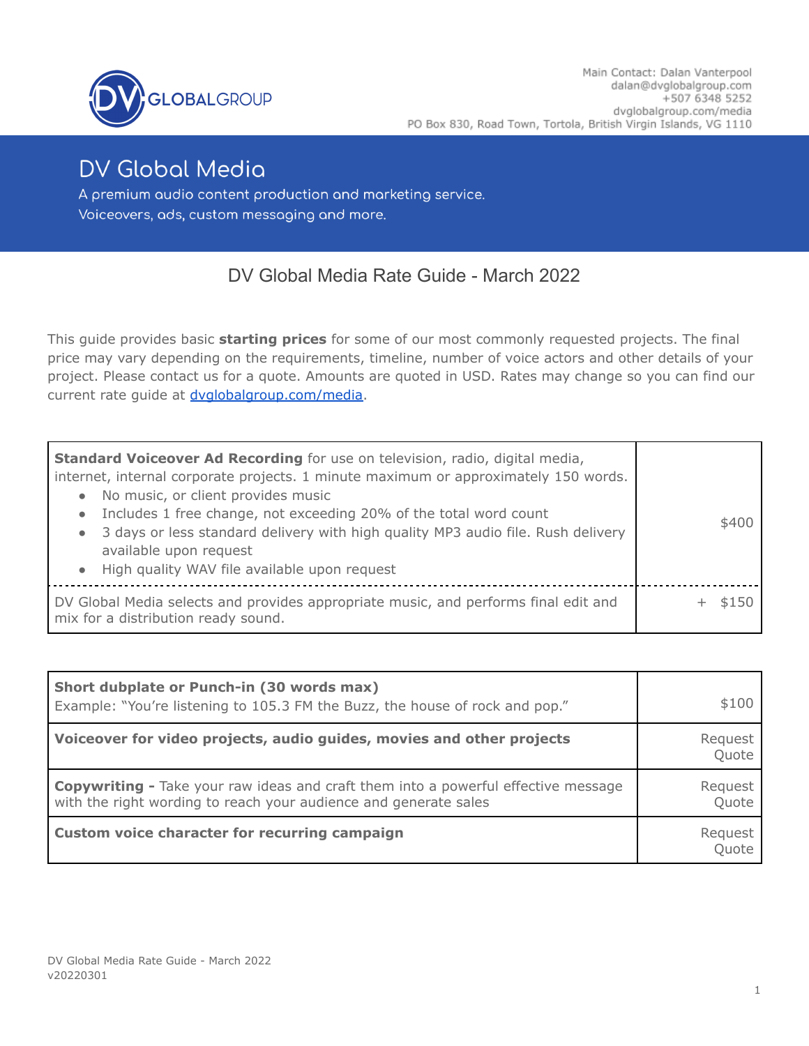Main Contact: Dalan Vanterpool
dalan@dvglobalgroup.com
+507 6348 5252
dvglobalgroup.com/media
PO Box 830, Road Town, Tortola, British Virgin Islands, VG 1110

# DV Global Media

A premium audio content production and marketing service.
Voiceovers, ads, custom messaging and more.

## DV Global Media Rate Guide - March 2022

This guide provides basic **starting prices** for some of our most commonly requested projects. The final price may vary depending on the requirements, timeline, number of voice actors and other details of your project. Please contact us for a quote. Amounts are quoted in USD. Rates may change so you can find our current rate guide at [dvglobalgroup.com/media](dvglobalgroup.com/media).

| Service | Price |
|---|---|
| **Standard Voiceover Ad Recording** for use on television, radio, digital media, internet, internal corporate projects. 1 minute maximum or approximately 150 words.<br>• No music, or client provides music<br>• Includes 1 free change, not exceeding 20% of the total word count<br>• 3 days or less standard delivery with high quality MP3 audio file. Rush delivery available upon request<br>• High quality WAV file available upon request | $400 |
| DV Global Media selects and provides appropriate music, and performs final edit and mix for a distribution ready sound. | + $150 |

| Service | Price |
|---|---|
| **Short dubplate or Punch-in (30 words max)**<br>Example: "You're listening to 105.3 FM the Buzz, the house of rock and pop." | $100 |
| **Voiceover for video projects, audio guides, movies and other projects** | Request Quote |
| **Copywriting -** Take your raw ideas and craft them into a powerful effective message with the right wording to reach your audience and generate sales | Request Quote |
| **Custom voice character for recurring campaign** | Request Quote |

DV Global Media Rate Guide - March 2022
v20220301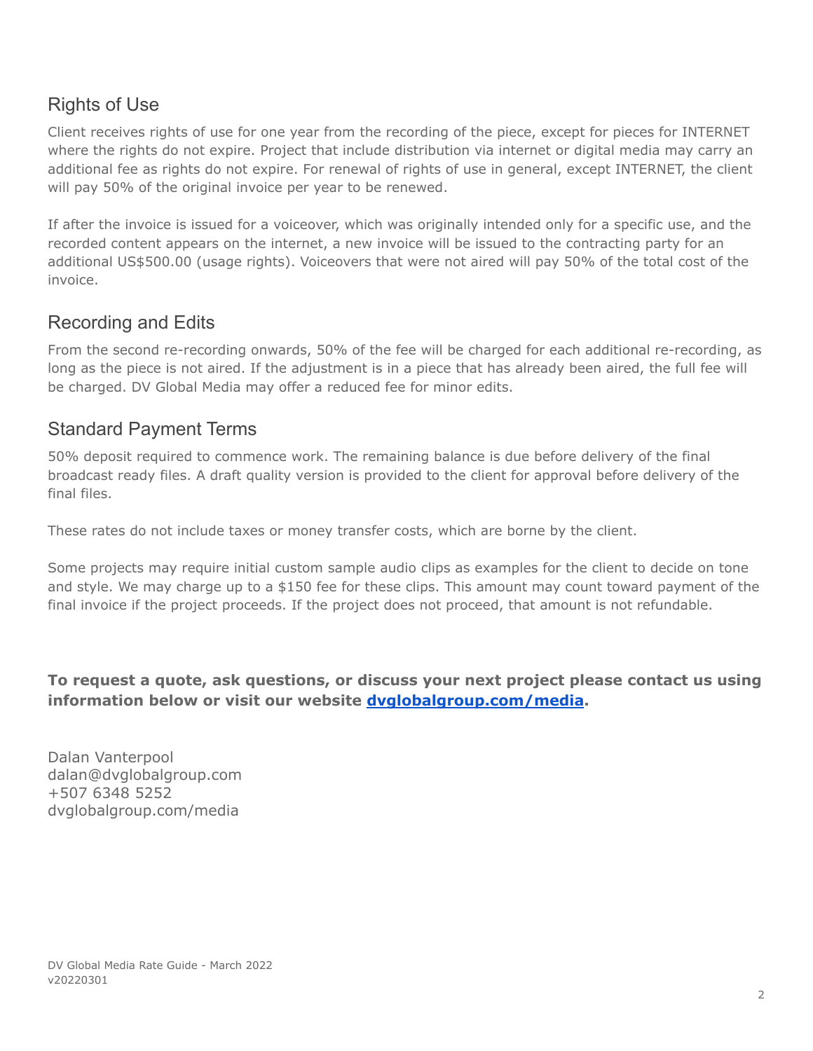## Rights of Use

Client receives rights of use for one year from the recording of the piece, except for pieces for INTERNET where the rights do not expire. Project that include distribution via internet or digital media may carry an additional fee as rights do not expire. For renewal of rights of use in general, except INTERNET, the client will pay 50% of the original invoice per year to be renewed.

If after the invoice is issued for a voiceover, which was originally intended only for a specific use, and the recorded content appears on the internet, a new invoice will be issued to the contracting party for an additional US$500.00 (usage rights). Voiceovers that were not aired will pay 50% of the total cost of the invoice.

## Recording and Edits

From the second re-recording onwards, 50% of the fee will be charged for each additional re-recording, as long as the piece is not aired. If the adjustment is in a piece that has already been aired, the full fee will be charged. DV Global Media may offer a reduced fee for minor edits.

## Standard Payment Terms

50% deposit required to commence work. The remaining balance is due before delivery of the final broadcast ready files. A draft quality version is provided to the client for approval before delivery of the final files.

These rates do not include taxes or money transfer costs, which are borne by the client.

Some projects may require initial custom sample audio clips as examples for the client to decide on tone and style. We may charge up to a $150 fee for these clips. This amount may count toward payment of the final invoice if the project proceeds. If the project does not proceed, that amount is not refundable.

**To request a quote, ask questions, or discuss your next project please contact us using information below or visit our website [dvglobalgroup.com/media](http://dvglobalgroup.com/media).**

Dalan Vanterpool
dalan@dvglobalgroup.com
+507 6348 5252
dvglobalgroup.com/media

DV Global Media Rate Guide - March 2022
v20220301